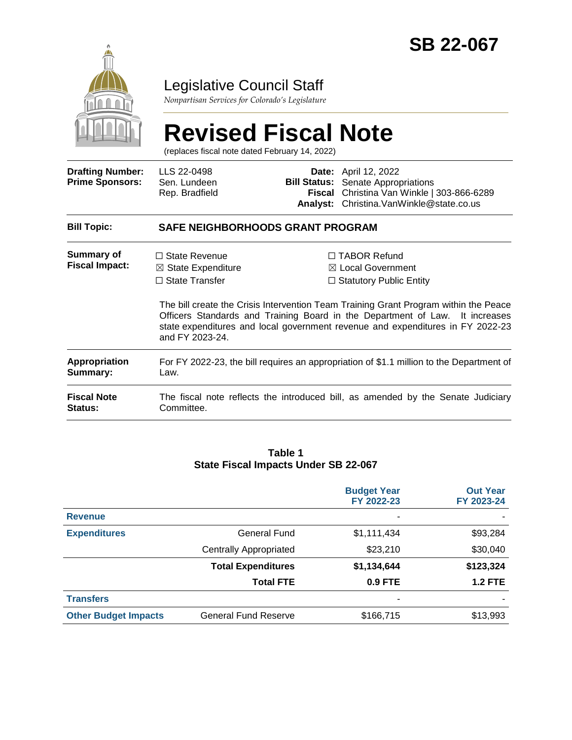# SB 22-067

## Legislative Council Staff

*Nonpartisan Services for Colorado's Legislature*

# Revised Fiscal Note

(replaces fiscal note dated February 14, 2022)

| | | | |
|---|---|---|---|
| **Drafting Number:** | LLS 22-0498 | **Date:** | April 12, 2022 |
| **Prime Sponsors:** | Sen. Lundeen<br>Rep. Bradfield | **Bill Status:** | Senate Appropriations |
| | | **Fiscal Analyst:** | Christina Van Winkle \| 303-866-6289<br>Christina.VanWinkle@state.co.us |

**Bill Topic:** **SAFE NEIGHBORHOODS GRANT PROGRAM**

**Summary of Fiscal Impact:**

☐ State Revenue
☒ State Expenditure
☐ State Transfer
☐ TABOR Refund
☒ Local Government
☐ Statutory Public Entity

The bill create the Crisis Intervention Team Training Grant Program within the Peace Officers Standards and Training Board in the Department of Law. It increases state expenditures and local government revenue and expenditures in FY 2022-23 and FY 2023-24.

**Appropriation Summary:** For FY 2022-23, the bill requires an appropriation of $1.1 million to the Department of Law.

**Fiscal Note Status:** The fiscal note reflects the introduced bill, as amended by the Senate Judiciary Committee.

**Table 1**
**State Fiscal Impacts Under SB 22-067**

| | | Budget Year FY 2022-23 | Out Year FY 2023-24 |
|---|---|---|---|
| **Revenue** | | - | - |
| **Expenditures** | General Fund | $1,111,434 | $93,284 |
| | Centrally Appropriated | $23,210 | $30,040 |
| | **Total Expenditures** | **$1,134,644** | **$123,324** |
| | **Total FTE** | **0.9 FTE** | **1.2 FTE** |
| **Transfers** | | - | - |
| **Other Budget Impacts** | General Fund Reserve | $166,715 | $13,993 |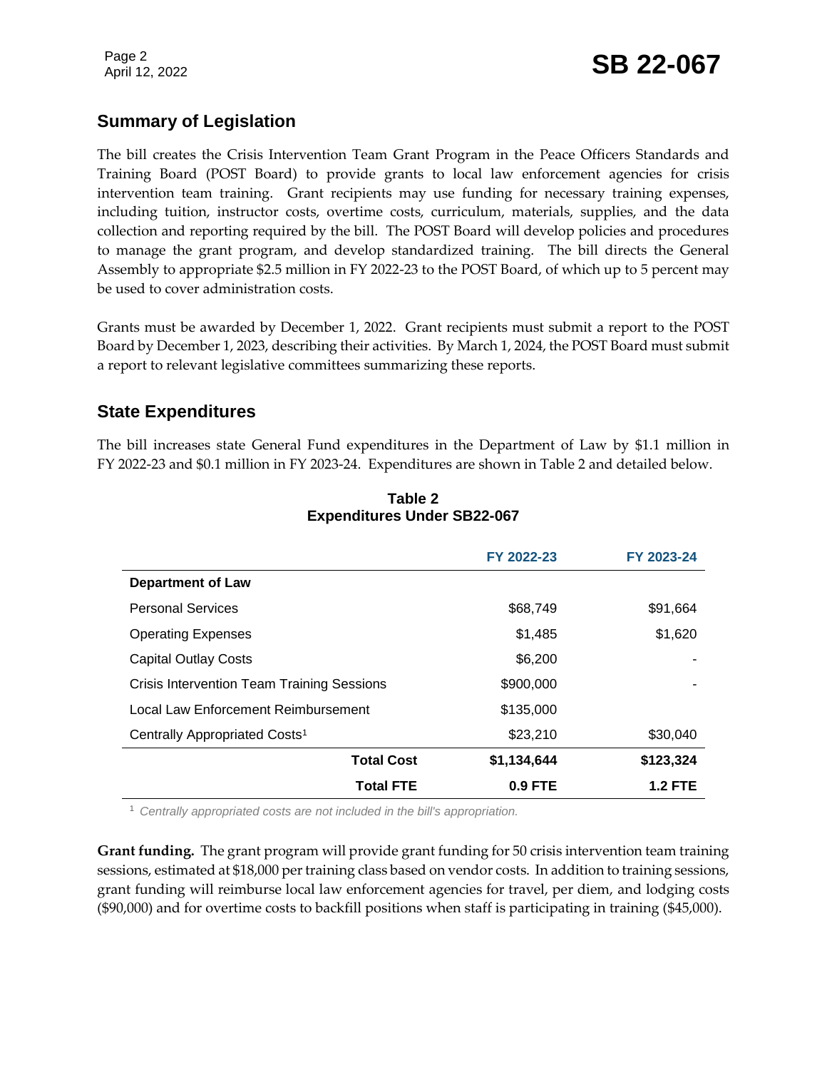## Summary of Legislation

The bill creates the Crisis Intervention Team Grant Program in the Peace Officers Standards and Training Board (POST Board) to provide grants to local law enforcement agencies for crisis intervention team training. Grant recipients may use funding for necessary training expenses, including tuition, instructor costs, overtime costs, curriculum, materials, supplies, and the data collection and reporting required by the bill. The POST Board will develop policies and procedures to manage the grant program, and develop standardized training. The bill directs the General Assembly to appropriate $2.5 million in FY 2022-23 to the POST Board, of which up to 5 percent may be used to cover administration costs.

Grants must be awarded by December 1, 2022. Grant recipients must submit a report to the POST Board by December 1, 2023, describing their activities. By March 1, 2024, the POST Board must submit a report to relevant legislative committees summarizing these reports.

## State Expenditures

The bill increases state General Fund expenditures in the Department of Law by $1.1 million in FY 2022-23 and $0.1 million in FY 2023-24. Expenditures are shown in Table 2 and detailed below.

**Table 2**
**Expenditures Under SB22-067**

| | FY 2022-23 | FY 2023-24 |
|---|---|---|
| **Department of Law** | | |
| Personal Services | $68,749 | $91,664 |
| Operating Expenses | $1,485 | $1,620 |
| Capital Outlay Costs | $6,200 | - |
| Crisis Intervention Team Training Sessions | $900,000 | - |
| Local Law Enforcement Reimbursement | $135,000 | |
| Centrally Appropriated Costs[1] | $23,210 | $30,040 |
| **Total Cost** | **$1,134,644** | **$123,324** |
| **Total FTE** | **0.9 FTE** | **1.2 FTE** |

[1] *Centrally appropriated costs are not included in the bill's appropriation.*

**Grant funding.** The grant program will provide grant funding for 50 crisis intervention team training sessions, estimated at $18,000 per training class based on vendor costs. In addition to training sessions, grant funding will reimburse local law enforcement agencies for travel, per diem, and lodging costs ($90,000) and for overtime costs to backfill positions when staff is participating in training ($45,000).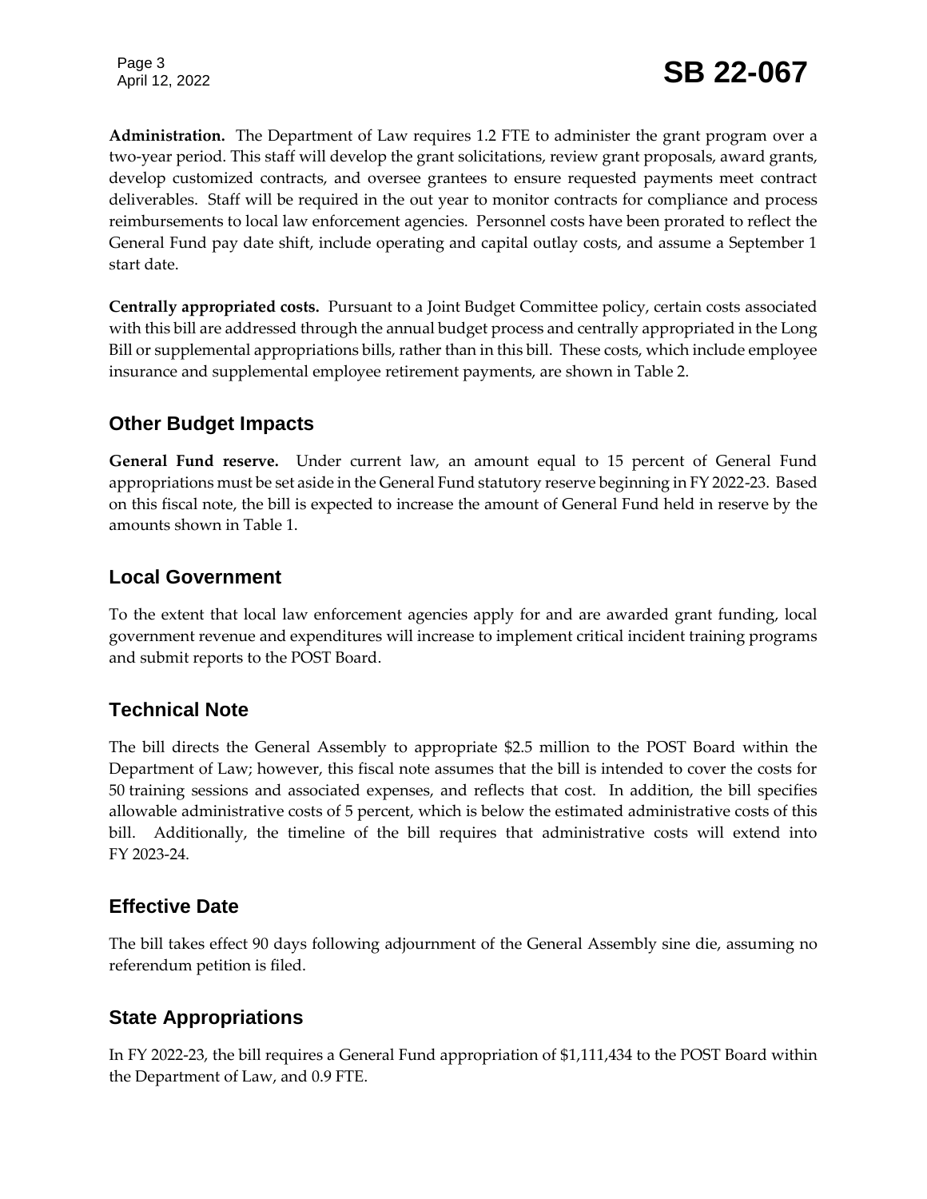**Administration.** The Department of Law requires 1.2 FTE to administer the grant program over a two-year period. This staff will develop the grant solicitations, review grant proposals, award grants, develop customized contracts, and oversee grantees to ensure requested payments meet contract deliverables. Staff will be required in the out year to monitor contracts for compliance and process reimbursements to local law enforcement agencies. Personnel costs have been prorated to reflect the General Fund pay date shift, include operating and capital outlay costs, and assume a September 1 start date.

**Centrally appropriated costs.** Pursuant to a Joint Budget Committee policy, certain costs associated with this bill are addressed through the annual budget process and centrally appropriated in the Long Bill or supplemental appropriations bills, rather than in this bill. These costs, which include employee insurance and supplemental employee retirement payments, are shown in Table 2.

## Other Budget Impacts

**General Fund reserve.** Under current law, an amount equal to 15 percent of General Fund appropriations must be set aside in the General Fund statutory reserve beginning in FY 2022-23. Based on this fiscal note, the bill is expected to increase the amount of General Fund held in reserve by the amounts shown in Table 1.

## Local Government

To the extent that local law enforcement agencies apply for and are awarded grant funding, local government revenue and expenditures will increase to implement critical incident training programs and submit reports to the POST Board.

## Technical Note

The bill directs the General Assembly to appropriate $2.5 million to the POST Board within the Department of Law; however, this fiscal note assumes that the bill is intended to cover the costs for 50 training sessions and associated expenses, and reflects that cost. In addition, the bill specifies allowable administrative costs of 5 percent, which is below the estimated administrative costs of this bill. Additionally, the timeline of the bill requires that administrative costs will extend into FY 2023-24.

## Effective Date

The bill takes effect 90 days following adjournment of the General Assembly sine die, assuming no referendum petition is filed.

## State Appropriations

In FY 2022-23, the bill requires a General Fund appropriation of $1,111,434 to the POST Board within the Department of Law, and 0.9 FTE.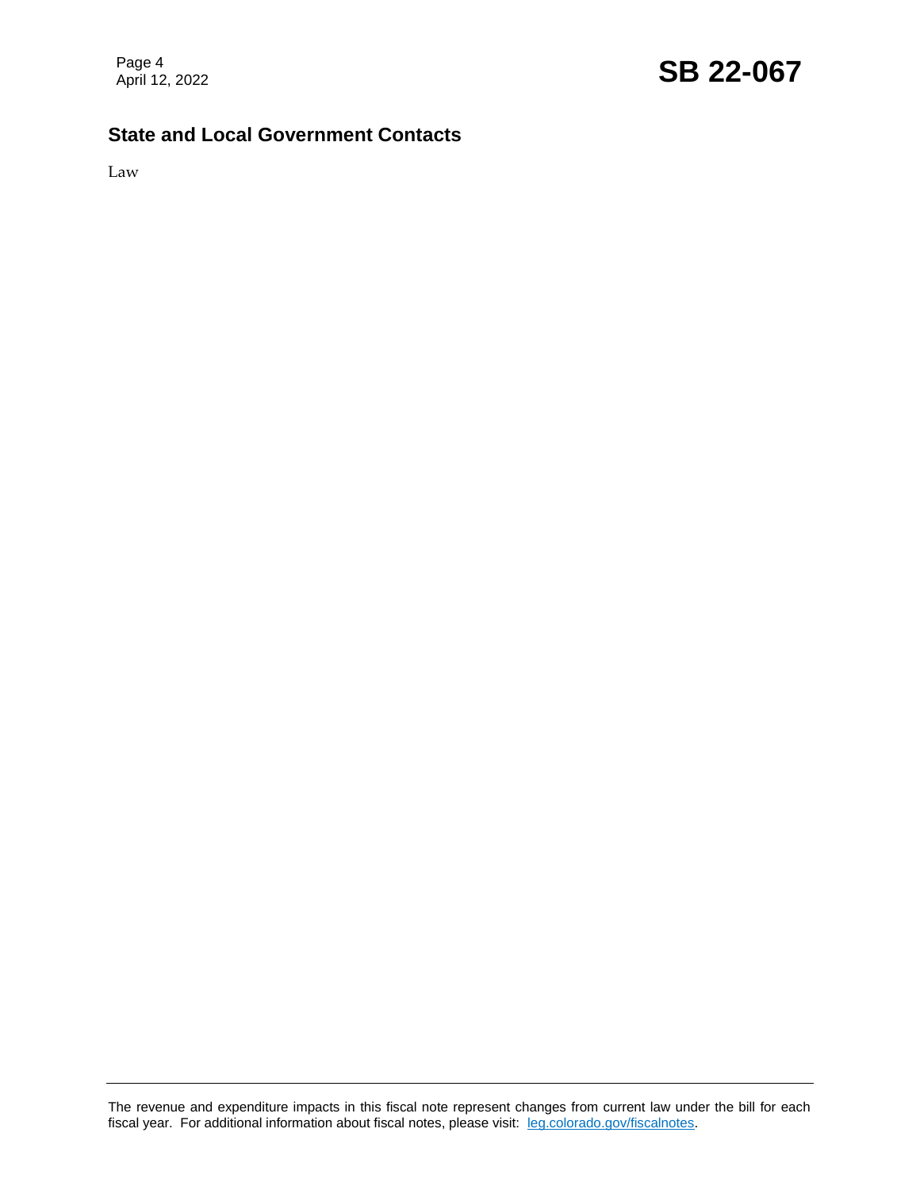## State and Local Government Contacts

Law

The revenue and expenditure impacts in this fiscal note represent changes from current law under the bill for each fiscal year. For additional information about fiscal notes, please visit: leg.colorado.gov/fiscalnotes.